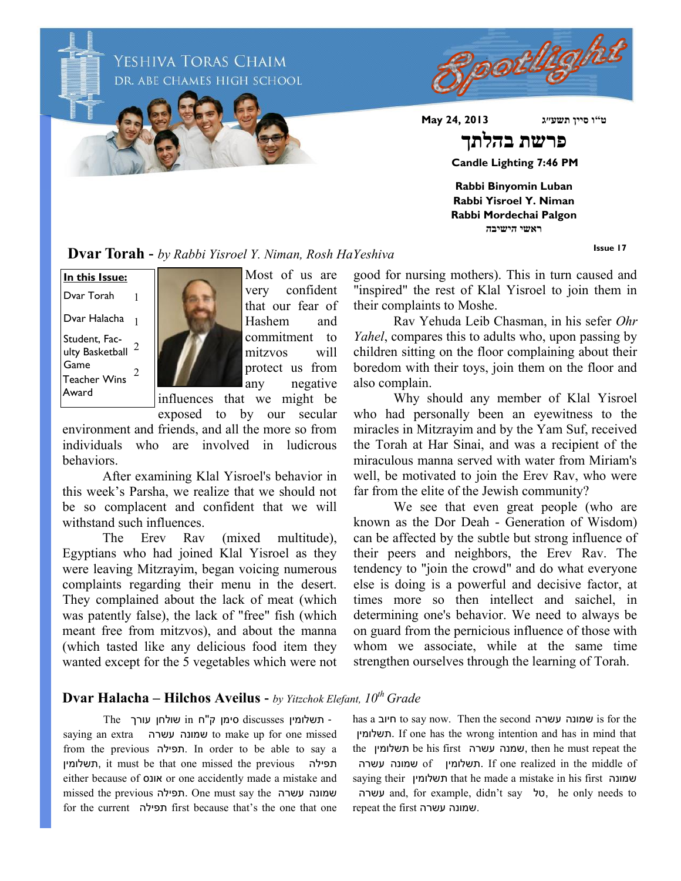# YESHIVA TORAS CHAIM

## DR. ABE CHAMES HIGH SCHOOL

# Spotlight

**May 24, 2013** **ט"ו סיון תשע"ג**

# פרשת בהלתך

**Candle Lighting 7:46 PM**

**Rabbi Binyomin Luban**
**Rabbi Yisroel Y. Niman**
**Rabbi Mordechai Palgon**
**ראשי הישיבה**

**Issue 17**

| **In this Issue:** | |
|---|---|
| Dvar Torah | 1 |
| Dvar Halacha | 1 |
| Student, Faculty Basketball Game | 2 |
| Teacher Wins Award | 2 |

## Dvar Torah - *by Rabbi Yisroel Y. Niman, Rosh HaYeshiva*

Most of us are very confident that our fear of Hashem and commitment to mitzvos will protect us from any negative influences that we might be exposed to by our secular environment and friends, and all the more so from individuals who are involved in ludicrous behaviors.

After examining Klal Yisroel's behavior in this week's Parsha, we realize that we should not be so complacent and confident that we will withstand such influences.

The Erev Rav (mixed multitude), Egyptians who had joined Klal Yisroel as they were leaving Mitzrayim, began voicing numerous complaints regarding their menu in the desert. They complained about the lack of meat (which was patently false), the lack of "free" fish (which meant free from mitzvos), and about the manna (which tasted like any delicious food item they wanted except for the 5 vegetables which were not good for nursing mothers). This in turn caused and "inspired" the rest of Klal Yisroel to join them in their complaints to Moshe.

Rav Yehuda Leib Chasman, in his sefer *Ohr Yahel*, compares this to adults who, upon passing by children sitting on the floor complaining about their boredom with their toys, join them on the floor and also complain.

Why should any member of Klal Yisroel who had personally been an eyewitness to the miracles in Mitzrayim and by the Yam Suf, received the Torah at Har Sinai, and was a recipient of the miraculous manna served with water from Miriam's well, be motivated to join the Erev Rav, who were far from the elite of the Jewish community?

We see that even great people (who are known as the Dor Deah - Generation of Wisdom) can be affected by the subtle but strong influence of their peers and neighbors, the Erev Rav. The tendency to "join the crowd" and do what everyone else is doing is a powerful and decisive factor, at times more so then intellect and saichel, in determining one's behavior. We need to always be on guard from the pernicious influence of those with whom we associate, while at the same time strengthen ourselves through the learning of Torah.

## Dvar Halacha – Hilchos Aveilus - *by Yitzchok Elefant, 10th Grade*

The שולחן עורך in סימן ק"ח discusses תשלומין - saying an extra שמונה עשרה to make up for one missed from the previous תפילה. In order to be able to say a תשלומין, it must be that one missed the previous תפילה either because of אונס or one accidently made a mistake and missed the previous תפילה. One must say the שמונה עשרה for the current תפילה first because that's the one that one has a חיוב to say now. Then the second שמונה עשרה is for the תשלומין. If one has the wrong intention and has in mind that the תשלומין be his first שמנה עשרה, then he must repeat the שמונה עשרה of תשלומין. If one realized in the middle of saying their תשלומין that he made a mistake in his first שמונה עשרה and, for example, didn't say טל, he only needs to repeat the first שמונה עשרה.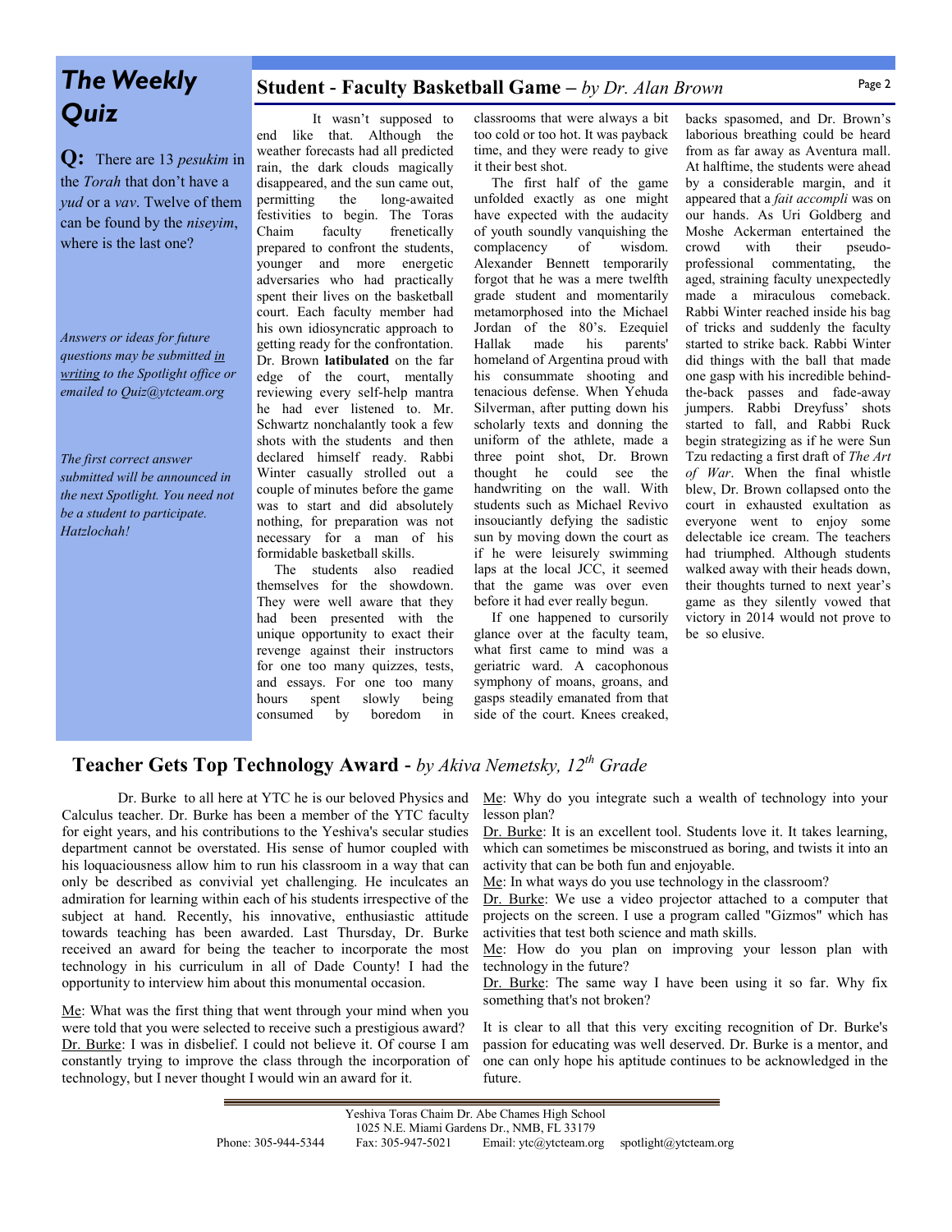## The Weekly Quiz

**Q:** There are 13 *pesukim* in the *Torah* that don't have a *yud* or a *vav*. Twelve of them can be found by the *niseyim*, where is the last one?

*Answers or ideas for future questions may be submitted in writing to the Spotlight office or emailed to Quiz@ytcteam.org*

*The first correct answer submitted will be announced in the next Spotlight. You need not be a student to participate. Hatzlochah!*

## Student - Faculty Basketball Game – *by Dr. Alan Brown*

It wasn't supposed to end like that. Although the weather forecasts had all predicted rain, the dark clouds magically disappeared, and the sun came out, permitting the long-awaited festivities to begin. The Toras Chaim faculty frenetically prepared to confront the students, younger and more energetic adversaries who had practically spent their lives on the basketball court. Each faculty member had his own idiosyncratic approach to getting ready for the confrontation. Dr. Brown **latibulated** on the far edge of the court, mentally reviewing every self-help mantra he had ever listened to. Mr. Schwartz nonchalantly took a few shots with the students and then declared himself ready. Rabbi Winter casually strolled out a couple of minutes before the game was to start and did absolutely nothing, for preparation was not necessary for a man of his formidable basketball skills.

The students also readied themselves for the showdown. They were well aware that they had been presented with the unique opportunity to exact their revenge against their instructors for one too many quizzes, tests, and essays. For one too many hours spent slowly being consumed by boredom in classrooms that were always a bit too cold or too hot. It was payback time, and they were ready to give it their best shot.

The first half of the game unfolded exactly as one might have expected with the audacity of youth soundly vanquishing the complacency of wisdom. Alexander Bennett temporarily forgot that he was a mere twelfth grade student and momentarily metamorphosed into the Michael Jordan of the 80's. Ezequiel Hallak made his parents' homeland of Argentina proud with his consummate shooting and tenacious defense. When Yehuda Silverman, after putting down his scholarly texts and donning the uniform of the athlete, made a three point shot, Dr. Brown thought he could see the handwriting on the wall. With students such as Michael Revivo insouciantly defying the sadistic sun by moving down the court as if he were leisurely swimming laps at the local JCC, it seemed that the game was over even before it had ever really begun.

If one happened to cursorily glance over at the faculty team, what first came to mind was a geriatric ward. A cacophonous symphony of moans, groans, and gasps steadily emanated from that side of the court. Knees creaked, backs spasomed, and Dr. Brown's laborious breathing could be heard from as far away as Aventura mall. At halftime, the students were ahead by a considerable margin, and it appeared that a *fait accompli* was on our hands. As Uri Goldberg and Moshe Ackerman entertained the crowd with their pseudo-professional commentating, the aged, straining faculty unexpectedly made a miraculous comeback. Rabbi Winter reached inside his bag of tricks and suddenly the faculty started to strike back. Rabbi Winter did things with the ball that made one gasp with his incredible behind-the-back passes and fade-away jumpers. Rabbi Dreyfuss' shots started to fall, and Rabbi Ruck begin strategizing as if he were Sun Tzu redacting a first draft of *The Art of War*. When the final whistle blew, Dr. Brown collapsed onto the court in exhausted exultation as everyone went to enjoy some delectable ice cream. The teachers had triumphed. Although students walked away with their heads down, their thoughts turned to next year's game as they silently vowed that victory in 2014 would not prove to be so elusive.

## Teacher Gets Top Technology Award - *by Akiva Nemetsky, 12th Grade*

Dr. Burke to all here at YTC he is our beloved Physics and Calculus teacher. Dr. Burke has been a member of the YTC faculty for eight years, and his contributions to the Yeshiva's secular studies department cannot be overstated. His sense of humor coupled with his loquaciousness allow him to run his classroom in a way that can only be described as convivial yet challenging. He inculcates an admiration for learning within each of his students irrespective of the subject at hand. Recently, his innovative, enthusiastic attitude towards teaching has been awarded. Last Thursday, Dr. Burke received an award for being the teacher to incorporate the most technology in his curriculum in all of Dade County! I had the opportunity to interview him about this monumental occasion.

Me: What was the first thing that went through your mind when you were told that you were selected to receive such a prestigious award?
Dr. Burke: I was in disbelief. I could not believe it. Of course I am constantly trying to improve the class through the incorporation of technology, but I never thought I would win an award for it.

Me: Why do you integrate such a wealth of technology into your lesson plan?
Dr. Burke: It is an excellent tool. Students love it. It takes learning, which can sometimes be misconstrued as boring, and twists it into an activity that can be both fun and enjoyable.
Me: In what ways do you use technology in the classroom?
Dr. Burke: We use a video projector attached to a computer that projects on the screen. I use a program called "Gizmos" which has activities that test both science and math skills.
Me: How do you plan on improving your lesson plan with technology in the future?
Dr. Burke: The same way I have been using it so far. Why fix something that's not broken?

It is clear to all that this very exciting recognition of Dr. Burke's passion for educating was well deserved. Dr. Burke is a mentor, and one can only hope his aptitude continues to be acknowledged in the future.

Yeshiva Toras Chaim Dr. Abe Chames High School
1025 N.E. Miami Gardens Dr., NMB, FL 33179
Phone: 305-944-5344 Fax: 305-947-5021 Email: ytc@ytcteam.org spotlight@ytcteam.org